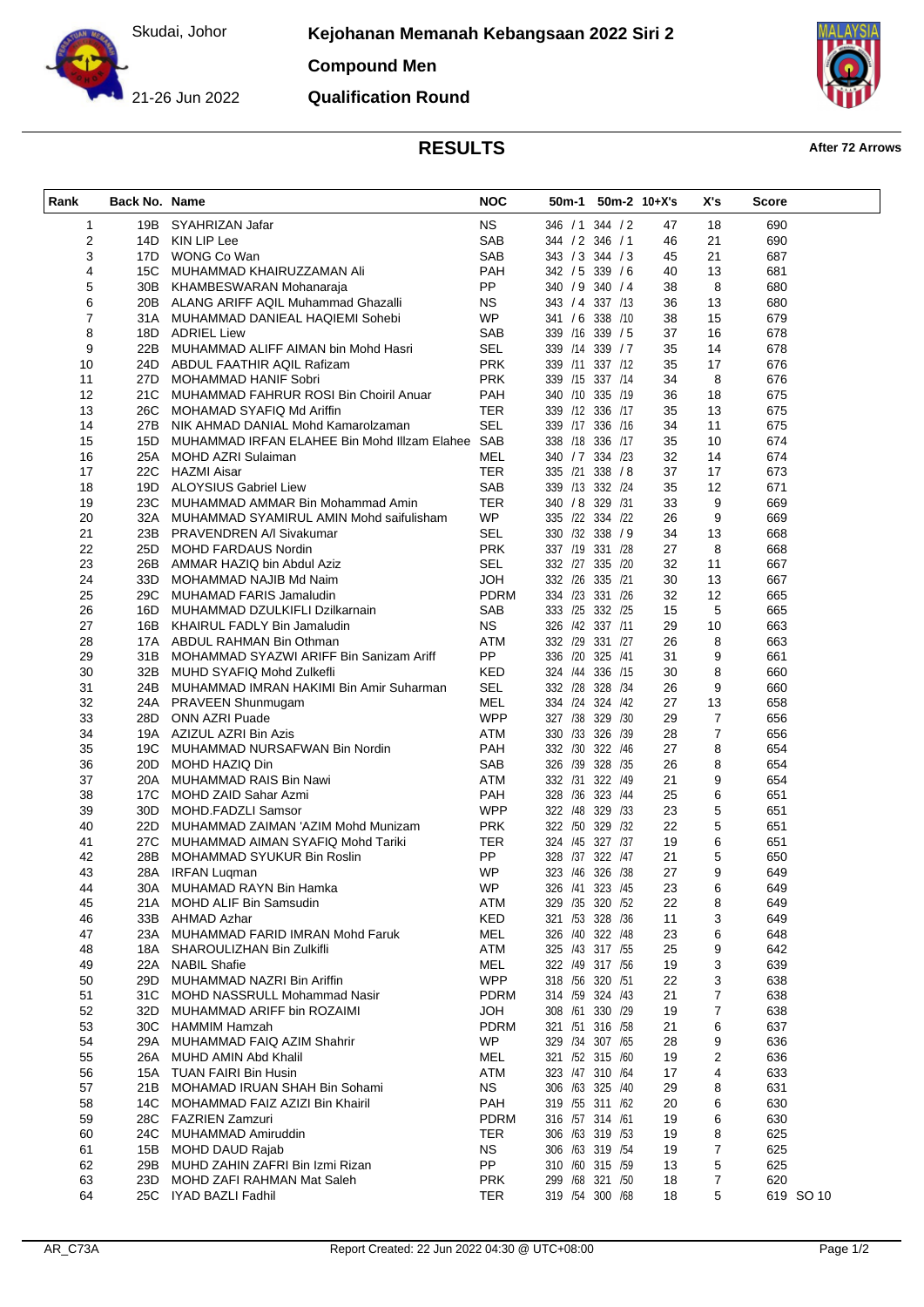Skudai, Johor

21-26 Jun 2022

# Kejohanan Memanah Kebangsaan 2022 Siri 2

## Compound Men

## Qualification Round

## RESULTS

**After 72 Arrows**

| Rank | Back No. | Name | NOC | 50m-1 | 50m-2 | 10+X's | X's | Score |
|---|---|---|---|---|---|---|---|---|
| 1 | 19B | SYAHRIZAN Jafar | NS | 346 / 1 | 344 / 2 | 47 | 18 | 690 |
| 2 | 14D | KIN LIP Lee | SAB | 344 / 2 | 346 / 1 | 46 | 21 | 690 |
| 3 | 17D | WONG Co Wan | SAB | 343 / 3 | 344 / 3 | 45 | 21 | 687 |
| 4 | 15C | MUHAMMAD KHAIRUZZAMAN Ali | PAH | 342 / 5 | 339 / 6 | 40 | 13 | 681 |
| 5 | 30B | KHAMBESWARAN Mohanaraja | PP | 340 / 9 | 340 / 4 | 38 | 8 | 680 |
| 6 | 20B | ALANG ARIFF AQIL Muhammad Ghazalli | NS | 343 / 4 | 337 /13 | 36 | 13 | 680 |
| 7 | 31A | MUHAMMAD DANIEAL HAQIEMI Sohebi | WP | 341 / 6 | 338 /10 | 38 | 15 | 679 |
| 8 | 18D | ADRIEL Liew | SAB | 339 /16 | 339 / 5 | 37 | 16 | 678 |
| 9 | 22B | MUHAMMAD ALIFF AIMAN bin Mohd Hasri | SEL | 339 /14 | 339 / 7 | 35 | 14 | 678 |
| 10 | 24D | ABDUL FAATHIR AQIL Rafizam | PRK | 339 /11 | 337 /12 | 35 | 17 | 676 |
| 11 | 27D | MOHAMMAD HANIF Sobri | PRK | 339 /15 | 337 /14 | 34 | 8 | 676 |
| 12 | 21C | MUHAMMAD FAHRUR ROSI Bin Choiril Anuar | PAH | 340 /10 | 335 /19 | 36 | 18 | 675 |
| 13 | 26C | MOHAMAD SYAFIQ Md Ariffin | TER | 339 /12 | 336 /17 | 35 | 13 | 675 |
| 14 | 27B | NIK AHMAD DANIAL Mohd Kamarolzaman | SEL | 339 /17 | 336 /16 | 34 | 11 | 675 |
| 15 | 15D | MUHAMMAD IRFAN ELAHEE Bin Mohd Illzam Elahee | SAB | 338 /18 | 336 /17 | 35 | 10 | 674 |
| 16 | 25A | MOHD AZRI Sulaiman | MEL | 340 / 7 | 334 /23 | 32 | 14 | 674 |
| 17 | 22C | HAZMI Aisar | TER | 335 /21 | 338 / 8 | 37 | 17 | 673 |
| 18 | 19D | ALOYSIUS Gabriel Liew | SAB | 339 /13 | 332 /24 | 35 | 12 | 671 |
| 19 | 23C | MUHAMMAD AMMAR Bin Mohammad Amin | TER | 340 / 8 | 329 /31 | 33 | 9 | 669 |
| 20 | 32A | MUHAMMAD SYAMIRUL AMIN Mohd saifulisham | WP | 335 /22 | 334 /22 | 26 | 9 | 669 |
| 21 | 23B | PRAVENDREN A/l Sivakumar | SEL | 330 /32 | 338 / 9 | 34 | 13 | 668 |
| 22 | 25D | MOHD FARDAUS Nordin | PRK | 337 /19 | 331 /28 | 27 | 8 | 668 |
| 23 | 26B | AMMAR HAZIQ bin Abdul Aziz | SEL | 332 /27 | 335 /20 | 32 | 11 | 667 |
| 24 | 33D | MOHAMMAD NAJIB Md Naim | JOH | 332 /26 | 335 /21 | 30 | 13 | 667 |
| 25 | 29C | MUHAMAD FARIS Jamaludin | PDRM | 334 /23 | 331 /26 | 32 | 12 | 665 |
| 26 | 16D | MUHAMMAD DZULKIFLI Dzilkarnain | SAB | 333 /25 | 332 /25 | 15 | 5 | 665 |
| 27 | 16B | KHAIRUL FADLY Bin Jamaludin | NS | 326 /42 | 337 /11 | 29 | 10 | 663 |
| 28 | 17A | ABDUL RAHMAN Bin Othman | ATM | 332 /29 | 331 /27 | 26 | 8 | 663 |
| 29 | 31B | MOHAMMAD SYAZWI ARIFF Bin Sanizam Ariff | PP | 336 /20 | 325 /41 | 31 | 9 | 661 |
| 30 | 32B | MUHD SYAFIQ Mohd Zulkefli | KED | 324 /44 | 336 /15 | 30 | 8 | 660 |
| 31 | 24B | MUHAMMAD IMRAN HAKIMI Bin Amir Suharman | SEL | 332 /28 | 328 /34 | 26 | 9 | 660 |
| 32 | 24A | PRAVEEN Shunmugam | MEL | 334 /24 | 324 /42 | 27 | 13 | 658 |
| 33 | 28D | ONN AZRI Puade | WPP | 327 /38 | 329 /30 | 29 | 7 | 656 |
| 34 | 19A | AZIZUL AZRI Bin Azis | ATM | 330 /33 | 326 /39 | 28 | 7 | 656 |
| 35 | 19C | MUHAMMAD NURSAFWAN Bin Nordin | PAH | 332 /30 | 322 /46 | 27 | 8 | 654 |
| 36 | 20D | MOHD HAZIQ Din | SAB | 326 /39 | 328 /35 | 26 | 8 | 654 |
| 37 | 20A | MUHAMMAD RAIS Bin Nawi | ATM | 332 /31 | 322 /49 | 21 | 9 | 654 |
| 38 | 17C | MOHD ZAID Sahar Azmi | PAH | 328 /36 | 323 /44 | 25 | 6 | 651 |
| 39 | 30D | MOHD.FADZLI Samsor | WPP | 322 /48 | 329 /33 | 23 | 5 | 651 |
| 40 | 22D | MUHAMMAD ZAIMAN 'AZIM Mohd Munizam | PRK | 322 /50 | 329 /32 | 22 | 5 | 651 |
| 41 | 27C | MUHAMMAD AIMAN SYAFIQ Mohd Tariki | TER | 324 /45 | 327 /37 | 19 | 6 | 651 |
| 42 | 28B | MOHAMMAD SYUKUR Bin Roslin | PP | 328 /37 | 322 /47 | 21 | 5 | 650 |
| 43 | 28A | IRFAN Luqman | WP | 323 /46 | 326 /38 | 27 | 9 | 649 |
| 44 | 30A | MUHAMAD RAYN Bin Hamka | WP | 326 /41 | 323 /45 | 23 | 6 | 649 |
| 45 | 21A | MOHD ALIF Bin Samsudin | ATM | 329 /35 | 320 /52 | 22 | 8 | 649 |
| 46 | 33B | AHMAD Azhar | KED | 321 /53 | 328 /36 | 11 | 3 | 649 |
| 47 | 23A | MUHAMMAD FARID IMRAN Mohd Faruk | MEL | 326 /40 | 322 /48 | 23 | 6 | 648 |
| 48 | 18A | SHAROULIZHAN Bin Zulkifli | ATM | 325 /43 | 317 /55 | 25 | 9 | 642 |
| 49 | 22A | NABIL Shafie | MEL | 322 /49 | 317 /56 | 19 | 3 | 639 |
| 50 | 29D | MUHAMMAD NAZRI Bin Ariffin | WPP | 318 /56 | 320 /51 | 22 | 3 | 638 |
| 51 | 31C | MOHD NASSRULL Mohammad Nasir | PDRM | 314 /59 | 324 /43 | 21 | 7 | 638 |
| 52 | 32D | MUHAMMAD ARIFF bin ROZAIMI | JOH | 308 /61 | 330 /29 | 19 | 7 | 638 |
| 53 | 30C | HAMMIM Hamzah | PDRM | 321 /51 | 316 /58 | 21 | 6 | 637 |
| 54 | 29A | MUHAMMAD FAIQ AZIM Shahrir | WP | 329 /34 | 307 /65 | 28 | 9 | 636 |
| 55 | 26A | MUHD AMIN Abd Khalil | MEL | 321 /52 | 315 /60 | 19 | 2 | 636 |
| 56 | 15A | TUAN FAIRI Bin Husin | ATM | 323 /47 | 310 /64 | 17 | 4 | 633 |
| 57 | 21B | MOHAMAD IRUAN SHAH Bin Sohami | NS | 306 /63 | 325 /40 | 29 | 8 | 631 |
| 58 | 14C | MOHAMMAD FAIZ AZIZI Bin Khairil | PAH | 319 /55 | 311 /62 | 20 | 6 | 630 |
| 59 | 28C | FAZRIEN Zamzuri | PDRM | 316 /57 | 314 /61 | 19 | 6 | 630 |
| 60 | 24C | MUHAMMAD Amiruddin | TER | 306 /63 | 319 /53 | 19 | 8 | 625 |
| 61 | 15B | MOHD DAUD Rajab | NS | 306 /63 | 319 /54 | 19 | 7 | 625 |
| 62 | 29B | MUHD ZAHIN ZAFRI Bin Izmi Rizan | PP | 310 /60 | 315 /59 | 13 | 5 | 625 |
| 63 | 23D | MOHD ZAFI RAHMAN Mat Saleh | PRK | 299 /68 | 321 /50 | 18 | 7 | 620 |
| 64 | 25C | IYAD BAZLI Fadhil | TER | 319 /54 | 300 /68 | 18 | 5 | 619 SO 10 |

AR_C73A Report Created: 22 Jun 2022 04:30 @ UTC+08:00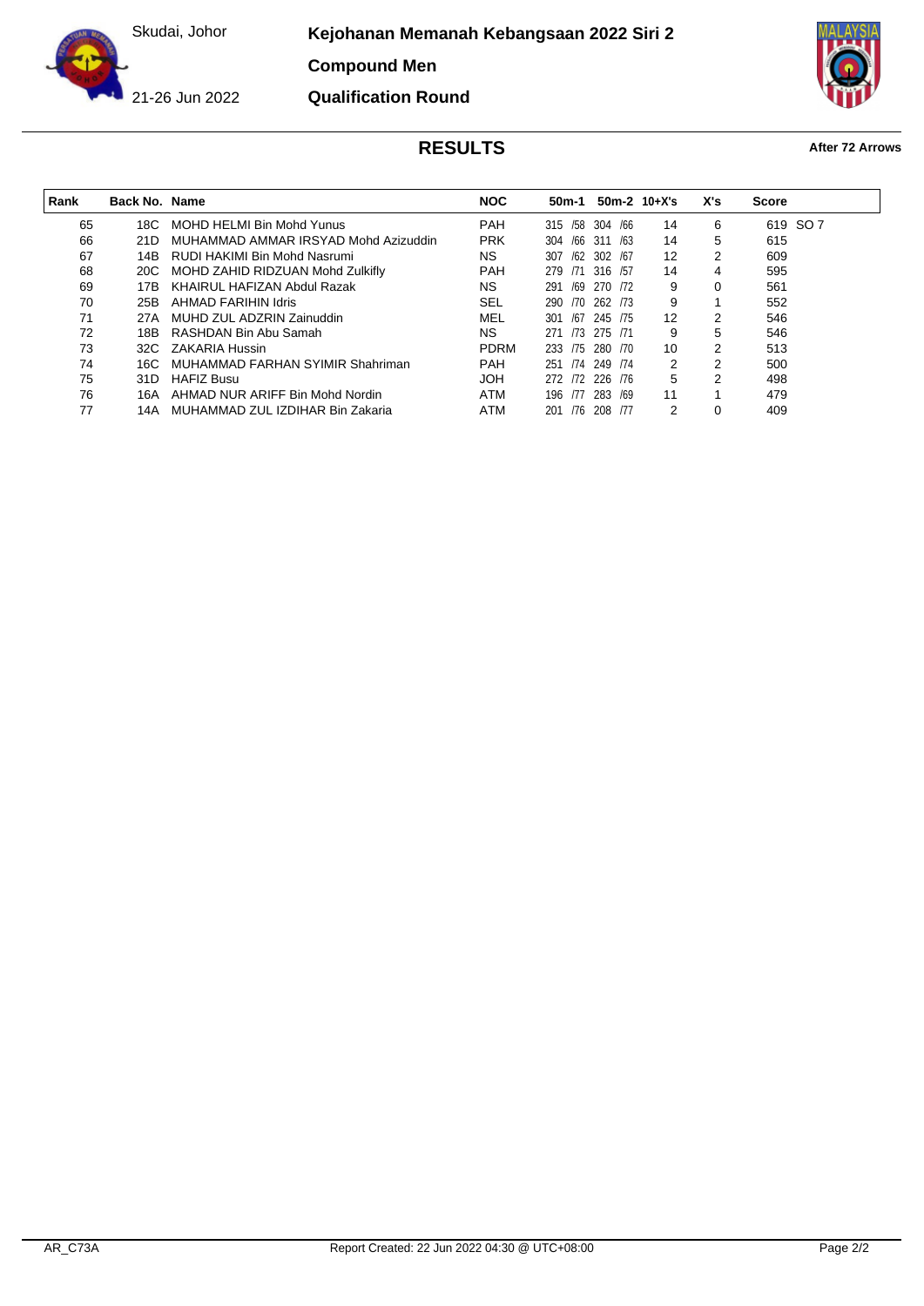Skudai, Johor

21-26 Jun 2022

**Kejohanan Memanah Kebangsaan 2022 Siri 2**

**Compound Men**

**Qualification Round**

## RESULTS

**After 72 Arrows**

| Rank | Back No. | Name | NOC | 50m-1 | 50m-2 | 10+X's | X's | Score |
|---|---|---|---|---|---|---|---|---|
| 65 | 18C | MOHD HELMI Bin Mohd Yunus | PAH | 315 /58 | 304 /66 | 14 | 6 | 619 SO 7 |
| 66 | 21D | MUHAMMAD AMMAR IRSYAD Mohd Azizuddin | PRK | 304 /66 | 311 /63 | 14 | 5 | 615 |
| 67 | 14B | RUDI HAKIMI Bin Mohd Nasrumi | NS | 307 /62 | 302 /67 | 12 | 2 | 609 |
| 68 | 20C | MOHD ZAHID RIDZUAN Mohd Zulkifly | PAH | 279 /71 | 316 /57 | 14 | 4 | 595 |
| 69 | 17B | KHAIRUL HAFIZAN Abdul Razak | NS | 291 /69 | 270 /72 | 9 | 0 | 561 |
| 70 | 25B | AHMAD FARIHIN Idris | SEL | 290 /70 | 262 /73 | 9 | 1 | 552 |
| 71 | 27A | MUHD ZUL ADZRIN Zainuddin | MEL | 301 /67 | 245 /75 | 12 | 2 | 546 |
| 72 | 18B | RASHDAN Bin Abu Samah | NS | 271 /73 | 275 /71 | 9 | 5 | 546 |
| 73 | 32C | ZAKARIA Hussin | PDRM | 233 /75 | 280 /70 | 10 | 2 | 513 |
| 74 | 16C | MUHAMMAD FARHAN SYIMIR Shahriman | PAH | 251 /74 | 249 /74 | 2 | 2 | 500 |
| 75 | 31D | HAFIZ Busu | JOH | 272 /72 | 226 /76 | 5 | 2 | 498 |
| 76 | 16A | AHMAD NUR ARIFF Bin Mohd Nordin | ATM | 196 /77 | 283 /69 | 11 | 1 | 479 |
| 77 | 14A | MUHAMMAD ZUL IZDIHAR Bin Zakaria | ATM | 201 /76 | 208 /77 | 2 | 0 | 409 |

AR_C73A

Report Created: 22 Jun 2022 04:30 @ UTC+08:00